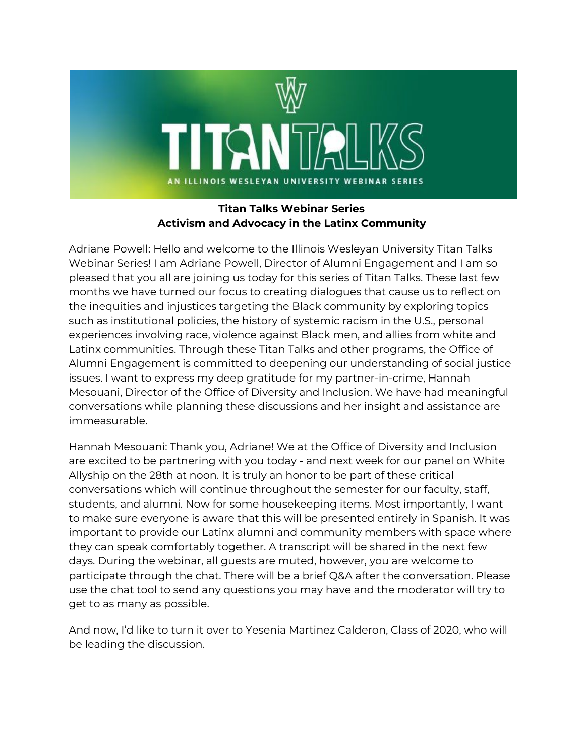**Titan Talks Webinar Series**
**Activism and Advocacy in the Latinx Community**

Adriane Powell: Hello and welcome to the Illinois Wesleyan University Titan Talks Webinar Series! I am Adriane Powell, Director of Alumni Engagement and I am so pleased that you all are joining us today for this series of Titan Talks. These last few months we have turned our focus to creating dialogues that cause us to reflect on the inequities and injustices targeting the Black community by exploring topics such as institutional policies, the history of systemic racism in the U.S., personal experiences involving race, violence against Black men, and allies from white and Latinx communities. Through these Titan Talks and other programs, the Office of Alumni Engagement is committed to deepening our understanding of social justice issues. I want to express my deep gratitude for my partner-in-crime, Hannah Mesouani, Director of the Office of Diversity and Inclusion. We have had meaningful conversations while planning these discussions and her insight and assistance are immeasurable.

Hannah Mesouani: Thank you, Adriane! We at the Office of Diversity and Inclusion are excited to be partnering with you today - and next week for our panel on White Allyship on the 28th at noon. It is truly an honor to be part of these critical conversations which will continue throughout the semester for our faculty, staff, students, and alumni. Now for some housekeeping items. Most importantly, I want to make sure everyone is aware that this will be presented entirely in Spanish. It was important to provide our Latinx alumni and community members with space where they can speak comfortably together. A transcript will be shared in the next few days. During the webinar, all guests are muted, however, you are welcome to participate through the chat. There will be a brief Q&A after the conversation. Please use the chat tool to send any questions you may have and the moderator will try to get to as many as possible.

And now, I'd like to turn it over to Yesenia Martinez Calderon, Class of 2020, who will be leading the discussion.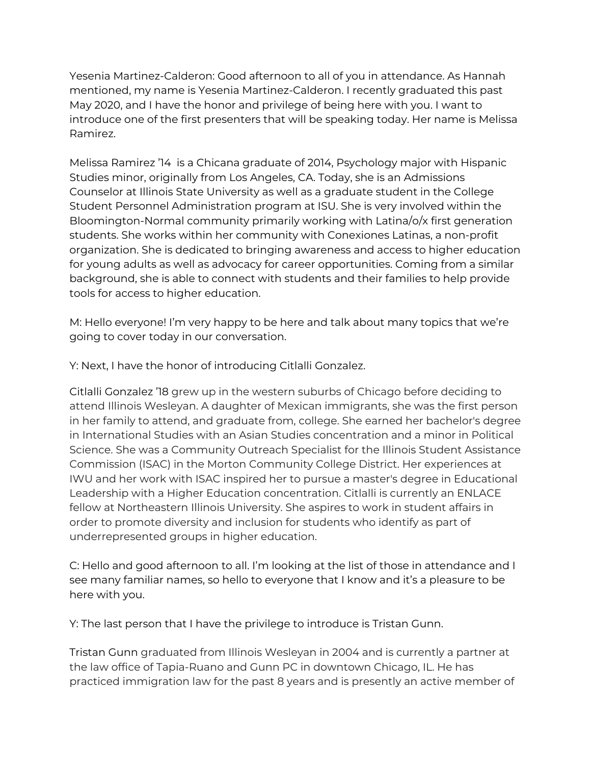Yesenia Martinez-Calderon: Good afternoon to all of you in attendance. As Hannah mentioned, my name is Yesenia Martinez-Calderon. I recently graduated this past May 2020, and I have the honor and privilege of being here with you. I want to introduce one of the first presenters that will be speaking today. Her name is Melissa Ramirez.

Melissa Ramirez '14 is a Chicana graduate of 2014, Psychology major with Hispanic Studies minor, originally from Los Angeles, CA. Today, she is an Admissions Counselor at Illinois State University as well as a graduate student in the College Student Personnel Administration program at ISU. She is very involved within the Bloomington-Normal community primarily working with Latina/o/x first generation students. She works within her community with Conexiones Latinas, a non-profit organization. She is dedicated to bringing awareness and access to higher education for young adults as well as advocacy for career opportunities. Coming from a similar background, she is able to connect with students and their families to help provide tools for access to higher education.

M: Hello everyone! I'm very happy to be here and talk about many topics that we're going to cover today in our conversation.

Y: Next, I have the honor of introducing Citlalli Gonzalez.

Citlalli Gonzalez '18 grew up in the western suburbs of Chicago before deciding to attend Illinois Wesleyan. A daughter of Mexican immigrants, she was the first person in her family to attend, and graduate from, college. She earned her bachelor's degree in International Studies with an Asian Studies concentration and a minor in Political Science. She was a Community Outreach Specialist for the Illinois Student Assistance Commission (ISAC) in the Morton Community College District. Her experiences at IWU and her work with ISAC inspired her to pursue a master's degree in Educational Leadership with a Higher Education concentration. Citlalli is currently an ENLACE fellow at Northeastern Illinois University. She aspires to work in student affairs in order to promote diversity and inclusion for students who identify as part of underrepresented groups in higher education.

C: Hello and good afternoon to all. I'm looking at the list of those in attendance and I see many familiar names, so hello to everyone that I know and it's a pleasure to be here with you.

Y: The last person that I have the privilege to introduce is Tristan Gunn.

Tristan Gunn graduated from Illinois Wesleyan in 2004 and is currently a partner at the law office of Tapia-Ruano and Gunn PC in downtown Chicago, IL. He has practiced immigration law for the past 8 years and is presently an active member of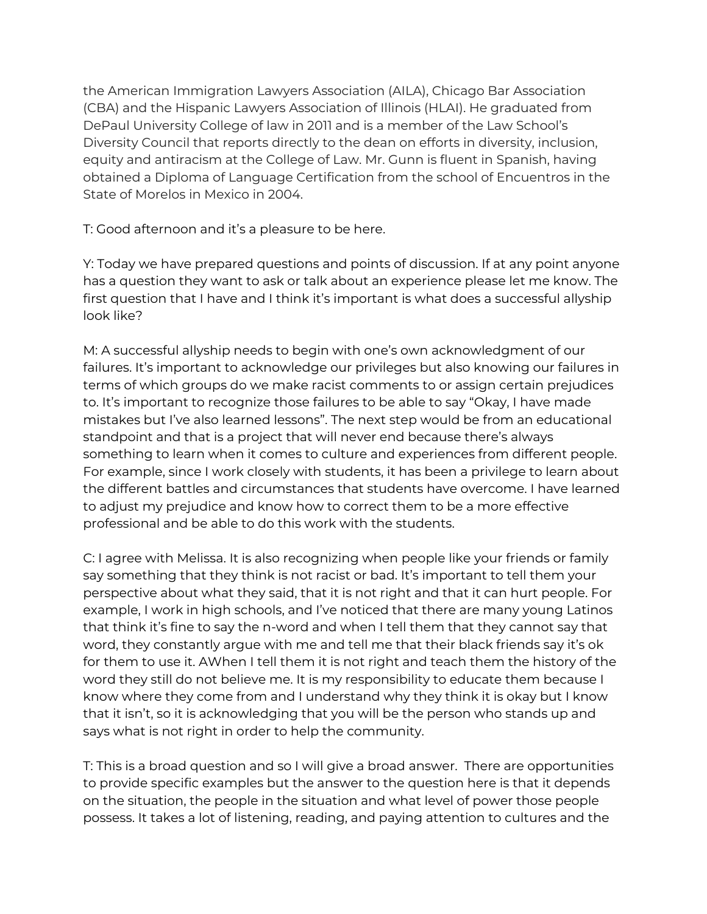the American Immigration Lawyers Association (AILA), Chicago Bar Association (CBA) and the Hispanic Lawyers Association of Illinois (HLAI). He graduated from DePaul University College of law in 2011 and is a member of the Law School's Diversity Council that reports directly to the dean on efforts in diversity, inclusion, equity and antiracism at the College of Law. Mr. Gunn is fluent in Spanish, having obtained a Diploma of Language Certification from the school of Encuentros in the State of Morelos in Mexico in 2004.

T: Good afternoon and it's a pleasure to be here.

Y: Today we have prepared questions and points of discussion. If at any point anyone has a question they want to ask or talk about an experience please let me know. The first question that I have and I think it's important is what does a successful allyship look like?

M: A successful allyship needs to begin with one's own acknowledgment of our failures. It's important to acknowledge our privileges but also knowing our failures in terms of which groups do we make racist comments to or assign certain prejudices to. It's important to recognize those failures to be able to say "Okay, I have made mistakes but I've also learned lessons". The next step would be from an educational standpoint and that is a project that will never end because there's always something to learn when it comes to culture and experiences from different people. For example, since I work closely with students, it has been a privilege to learn about the different battles and circumstances that students have overcome. I have learned to adjust my prejudice and know how to correct them to be a more effective professional and be able to do this work with the students.

C: I agree with Melissa. It is also recognizing when people like your friends or family say something that they think is not racist or bad. It's important to tell them your perspective about what they said, that it is not right and that it can hurt people. For example, I work in high schools, and I've noticed that there are many young Latinos that think it's fine to say the n-word and when I tell them that they cannot say that word, they constantly argue with me and tell me that their black friends say it's ok for them to use it. AWhen I tell them it is not right and teach them the history of the word they still do not believe me. It is my responsibility to educate them because I know where they come from and I understand why they think it is okay but I know that it isn't, so it is acknowledging that you will be the person who stands up and says what is not right in order to help the community.

T: This is a broad question and so I will give a broad answer. There are opportunities to provide specific examples but the answer to the question here is that it depends on the situation, the people in the situation and what level of power those people possess. It takes a lot of listening, reading, and paying attention to cultures and the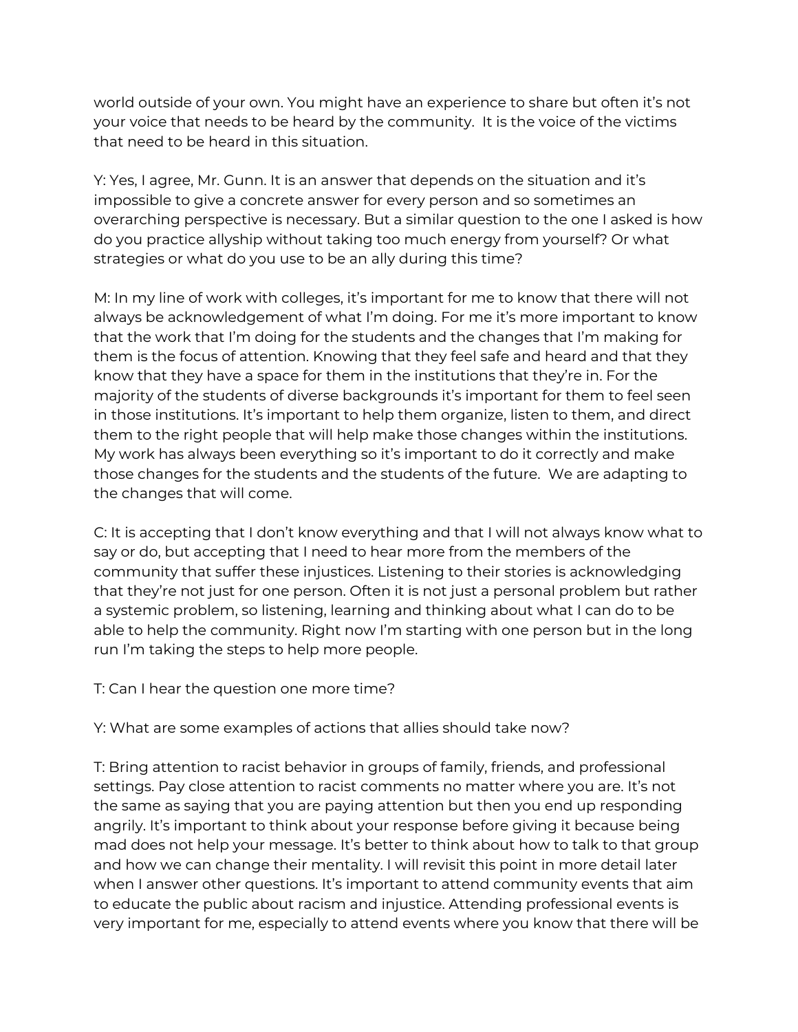world outside of your own. You might have an experience to share but often it's not your voice that needs to be heard by the community.  It is the voice of the victims that need to be heard in this situation.

Y: Yes, I agree, Mr. Gunn. It is an answer that depends on the situation and it's impossible to give a concrete answer for every person and so sometimes an overarching perspective is necessary. But a similar question to the one I asked is how do you practice allyship without taking too much energy from yourself? Or what strategies or what do you use to be an ally during this time?

M: In my line of work with colleges, it's important for me to know that there will not always be acknowledgement of what I'm doing. For me it's more important to know that the work that I'm doing for the students and the changes that I'm making for them is the focus of attention. Knowing that they feel safe and heard and that they know that they have a space for them in the institutions that they're in. For the majority of the students of diverse backgrounds it's important for them to feel seen in those institutions. It's important to help them organize, listen to them, and direct them to the right people that will help make those changes within the institutions. My work has always been everything so it's important to do it correctly and make those changes for the students and the students of the future.  We are adapting to the changes that will come.

C: It is accepting that I don't know everything and that I will not always know what to say or do, but accepting that I need to hear more from the members of the community that suffer these injustices. Listening to their stories is acknowledging that they're not just for one person. Often it is not just a personal problem but rather a systemic problem, so listening, learning and thinking about what I can do to be able to help the community. Right now I'm starting with one person but in the long run I'm taking the steps to help more people.

T: Can I hear the question one more time?

Y: What are some examples of actions that allies should take now?

T: Bring attention to racist behavior in groups of family, friends, and professional settings. Pay close attention to racist comments no matter where you are. It's not the same as saying that you are paying attention but then you end up responding angrily. It's important to think about your response before giving it because being mad does not help your message. It's better to think about how to talk to that group and how we can change their mentality. I will revisit this point in more detail later when I answer other questions. It's important to attend community events that aim to educate the public about racism and injustice. Attending professional events is very important for me, especially to attend events where you know that there will be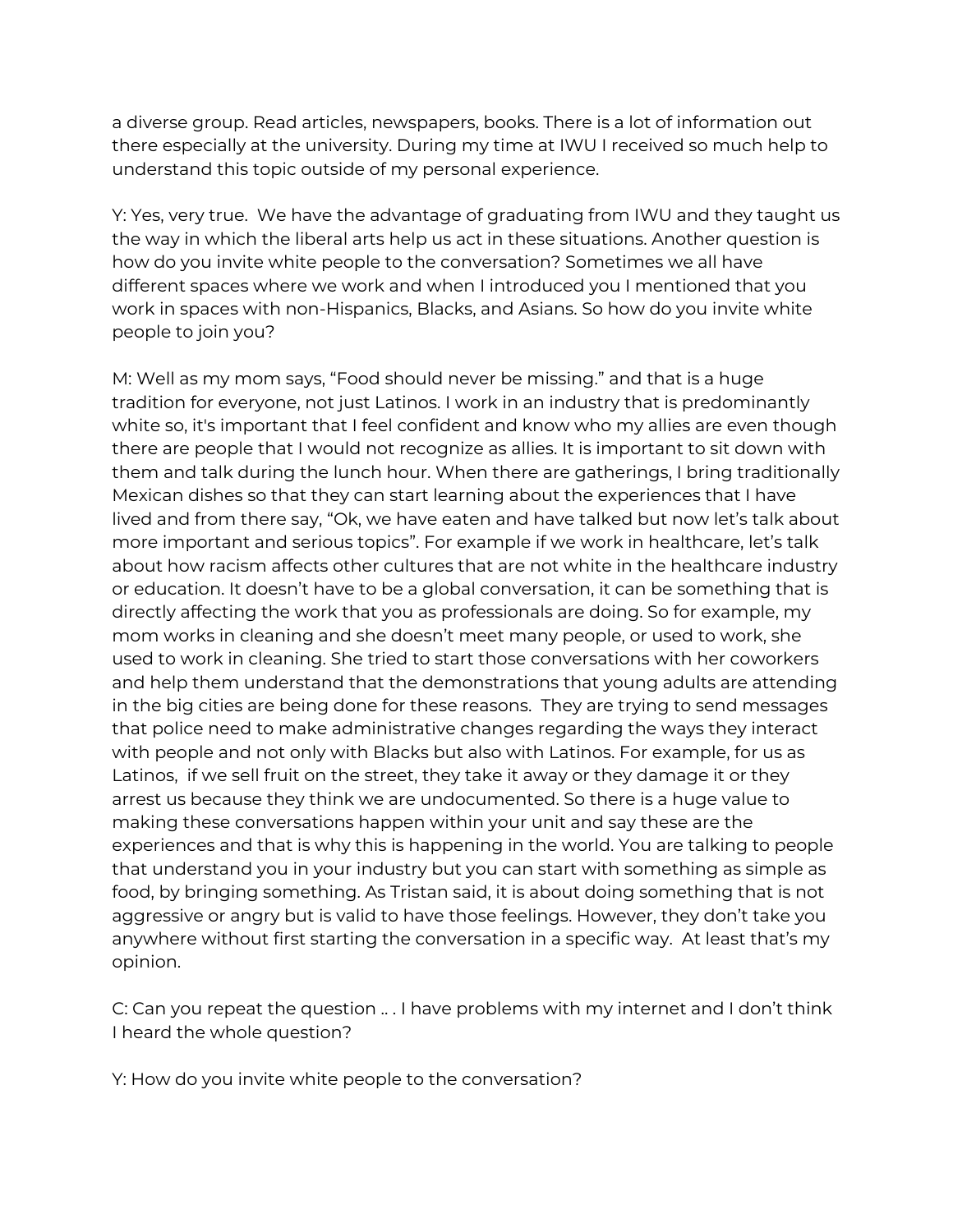a diverse group. Read articles, newspapers, books. There is a lot of information out there especially at the university. During my time at IWU I received so much help to understand this topic outside of my personal experience.

Y: Yes, very true. We have the advantage of graduating from IWU and they taught us the way in which the liberal arts help us act in these situations. Another question is how do you invite white people to the conversation? Sometimes we all have different spaces where we work and when I introduced you I mentioned that you work in spaces with non-Hispanics, Blacks, and Asians. So how do you invite white people to join you?

M: Well as my mom says, "Food should never be missing." and that is a huge tradition for everyone, not just Latinos. I work in an industry that is predominantly white so, it's important that I feel confident and know who my allies are even though there are people that I would not recognize as allies. It is important to sit down with them and talk during the lunch hour. When there are gatherings, I bring traditionally Mexican dishes so that they can start learning about the experiences that I have lived and from there say, "Ok, we have eaten and have talked but now let's talk about more important and serious topics". For example if we work in healthcare, let's talk about how racism affects other cultures that are not white in the healthcare industry or education. It doesn't have to be a global conversation, it can be something that is directly affecting the work that you as professionals are doing. So for example, my mom works in cleaning and she doesn't meet many people, or used to work, she used to work in cleaning. She tried to start those conversations with her coworkers and help them understand that the demonstrations that young adults are attending in the big cities are being done for these reasons. They are trying to send messages that police need to make administrative changes regarding the ways they interact with people and not only with Blacks but also with Latinos. For example, for us as Latinos, if we sell fruit on the street, they take it away or they damage it or they arrest us because they think we are undocumented. So there is a huge value to making these conversations happen within your unit and say these are the experiences and that is why this is happening in the world. You are talking to people that understand you in your industry but you can start with something as simple as food, by bringing something. As Tristan said, it is about doing something that is not aggressive or angry but is valid to have those feelings. However, they don't take you anywhere without first starting the conversation in a specific way. At least that's my opinion.

C: Can you repeat the question .. . I have problems with my internet and I don't think I heard the whole question?

Y: How do you invite white people to the conversation?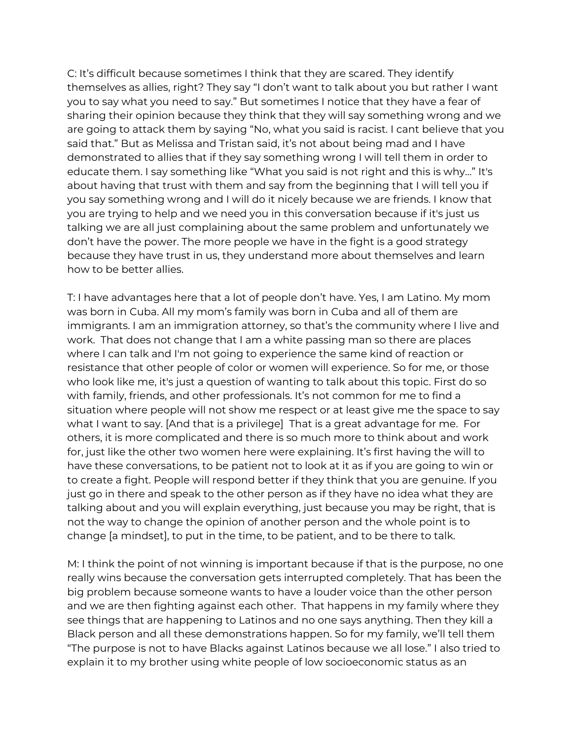C: It's difficult because sometimes I think that they are scared. They identify themselves as allies, right? They say "I don't want to talk about you but rather I want you to say what you need to say." But sometimes I notice that they have a fear of sharing their opinion because they think that they will say something wrong and we are going to attack them by saying "No, what you said is racist. I cant believe that you said that." But as Melissa and Tristan said, it's not about being mad and I have demonstrated to allies that if they say something wrong I will tell them in order to educate them. I say something like "What you said is not right and this is why…" It's about having that trust with them and say from the beginning that I will tell you if you say something wrong and I will do it nicely because we are friends. I know that you are trying to help and we need you in this conversation because if it's just us talking we are all just complaining about the same problem and unfortunately we don't have the power. The more people we have in the fight is a good strategy because they have trust in us, they understand more about themselves and learn how to be better allies.

T: I have advantages here that a lot of people don't have. Yes, I am Latino. My mom was born in Cuba. All my mom's family was born in Cuba and all of them are immigrants. I am an immigration attorney, so that's the community where I live and work. That does not change that I am a white passing man so there are places where I can talk and I'm not going to experience the same kind of reaction or resistance that other people of color or women will experience. So for me, or those who look like me, it's just a question of wanting to talk about this topic. First do so with family, friends, and other professionals. It's not common for me to find a situation where people will not show me respect or at least give me the space to say what I want to say. [And that is a privilege] That is a great advantage for me. For others, it is more complicated and there is so much more to think about and work for, just like the other two women here were explaining. It's first having the will to have these conversations, to be patient not to look at it as if you are going to win or to create a fight. People will respond better if they think that you are genuine. If you just go in there and speak to the other person as if they have no idea what they are talking about and you will explain everything, just because you may be right, that is not the way to change the opinion of another person and the whole point is to change [a mindset], to put in the time, to be patient, and to be there to talk.

M: I think the point of not winning is important because if that is the purpose, no one really wins because the conversation gets interrupted completely. That has been the big problem because someone wants to have a louder voice than the other person and we are then fighting against each other. That happens in my family where they see things that are happening to Latinos and no one says anything. Then they kill a Black person and all these demonstrations happen. So for my family, we'll tell them "The purpose is not to have Blacks against Latinos because we all lose." I also tried to explain it to my brother using white people of low socioeconomic status as an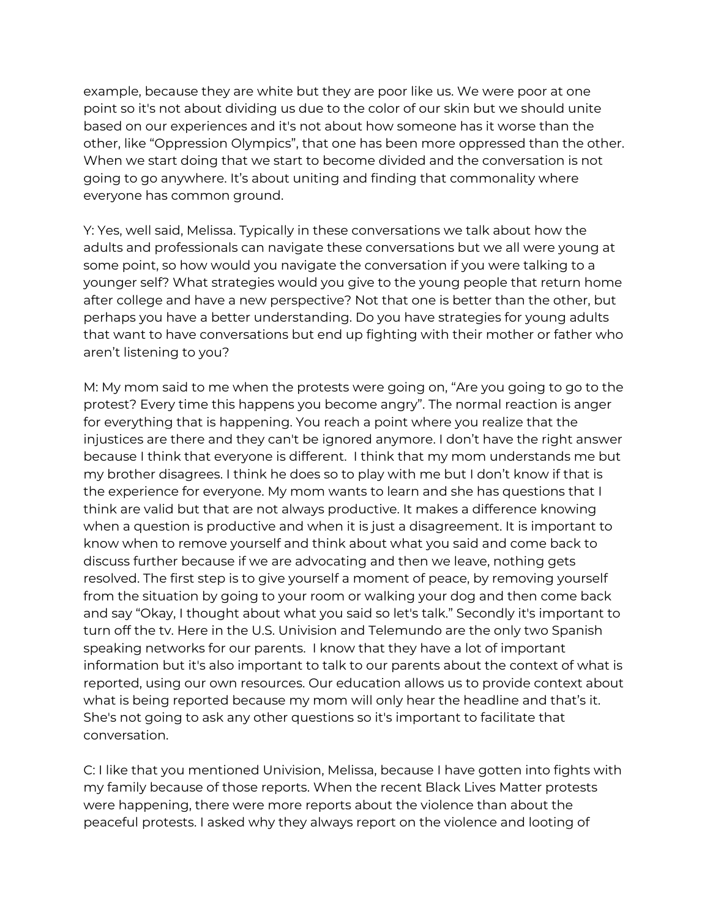example, because they are white but they are poor like us. We were poor at one point so it's not about dividing us due to the color of our skin but we should unite based on our experiences and it's not about how someone has it worse than the other, like "Oppression Olympics", that one has been more oppressed than the other. When we start doing that we start to become divided and the conversation is not going to go anywhere. It's about uniting and finding that commonality where everyone has common ground.

Y: Yes, well said, Melissa. Typically in these conversations we talk about how the adults and professionals can navigate these conversations but we all were young at some point, so how would you navigate the conversation if you were talking to a younger self? What strategies would you give to the young people that return home after college and have a new perspective? Not that one is better than the other, but perhaps you have a better understanding. Do you have strategies for young adults that want to have conversations but end up fighting with their mother or father who aren't listening to you?

M: My mom said to me when the protests were going on, "Are you going to go to the protest? Every time this happens you become angry". The normal reaction is anger for everything that is happening. You reach a point where you realize that the injustices are there and they can't be ignored anymore. I don't have the right answer because I think that everyone is different. I think that my mom understands me but my brother disagrees. I think he does so to play with me but I don't know if that is the experience for everyone. My mom wants to learn and she has questions that I think are valid but that are not always productive. It makes a difference knowing when a question is productive and when it is just a disagreement. It is important to know when to remove yourself and think about what you said and come back to discuss further because if we are advocating and then we leave, nothing gets resolved. The first step is to give yourself a moment of peace, by removing yourself from the situation by going to your room or walking your dog and then come back and say "Okay, I thought about what you said so let's talk." Secondly it's important to turn off the tv. Here in the U.S. Univision and Telemundo are the only two Spanish speaking networks for our parents. I know that they have a lot of important information but it's also important to talk to our parents about the context of what is reported, using our own resources. Our education allows us to provide context about what is being reported because my mom will only hear the headline and that's it. She's not going to ask any other questions so it's important to facilitate that conversation.

C: I like that you mentioned Univision, Melissa, because I have gotten into fights with my family because of those reports. When the recent Black Lives Matter protests were happening, there were more reports about the violence than about the peaceful protests. I asked why they always report on the violence and looting of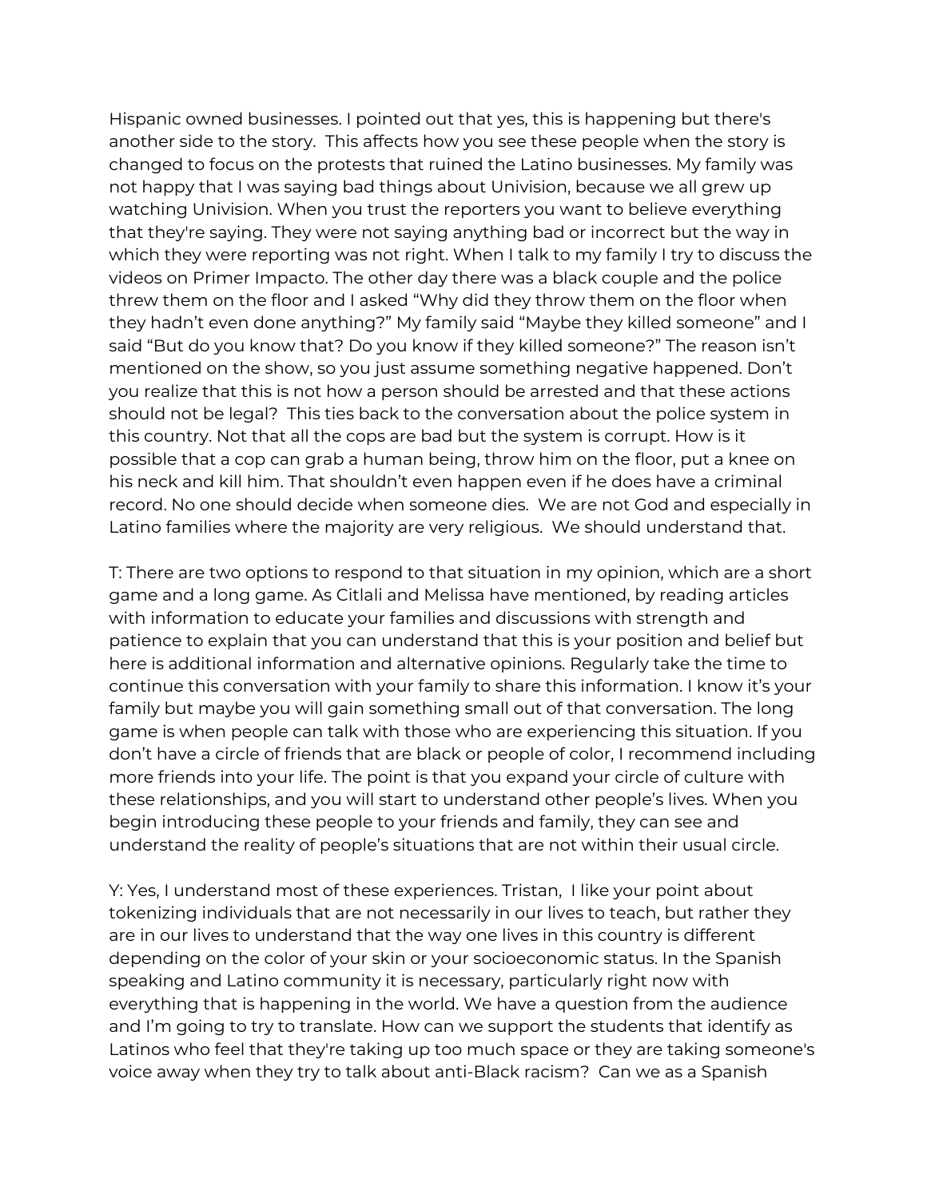Hispanic owned businesses. I pointed out that yes, this is happening but there's another side to the story. This affects how you see these people when the story is changed to focus on the protests that ruined the Latino businesses. My family was not happy that I was saying bad things about Univision, because we all grew up watching Univision. When you trust the reporters you want to believe everything that they're saying. They were not saying anything bad or incorrect but the way in which they were reporting was not right. When I talk to my family I try to discuss the videos on Primer Impacto. The other day there was a black couple and the police threw them on the floor and I asked "Why did they throw them on the floor when they hadn't even done anything?" My family said "Maybe they killed someone" and I said "But do you know that? Do you know if they killed someone?" The reason isn't mentioned on the show, so you just assume something negative happened. Don't you realize that this is not how a person should be arrested and that these actions should not be legal? This ties back to the conversation about the police system in this country. Not that all the cops are bad but the system is corrupt. How is it possible that a cop can grab a human being, throw him on the floor, put a knee on his neck and kill him. That shouldn't even happen even if he does have a criminal record. No one should decide when someone dies. We are not God and especially in Latino families where the majority are very religious. We should understand that.

T: There are two options to respond to that situation in my opinion, which are a short game and a long game. As Citlali and Melissa have mentioned, by reading articles with information to educate your families and discussions with strength and patience to explain that you can understand that this is your position and belief but here is additional information and alternative opinions. Regularly take the time to continue this conversation with your family to share this information. I know it's your family but maybe you will gain something small out of that conversation. The long game is when people can talk with those who are experiencing this situation. If you don't have a circle of friends that are black or people of color, I recommend including more friends into your life. The point is that you expand your circle of culture with these relationships, and you will start to understand other people's lives. When you begin introducing these people to your friends and family, they can see and understand the reality of people's situations that are not within their usual circle.

Y: Yes, I understand most of these experiences. Tristan, I like your point about tokenizing individuals that are not necessarily in our lives to teach, but rather they are in our lives to understand that the way one lives in this country is different depending on the color of your skin or your socioeconomic status. In the Spanish speaking and Latino community it is necessary, particularly right now with everything that is happening in the world. We have a question from the audience and I'm going to try to translate. How can we support the students that identify as Latinos who feel that they're taking up too much space or they are taking someone's voice away when they try to talk about anti-Black racism? Can we as a Spanish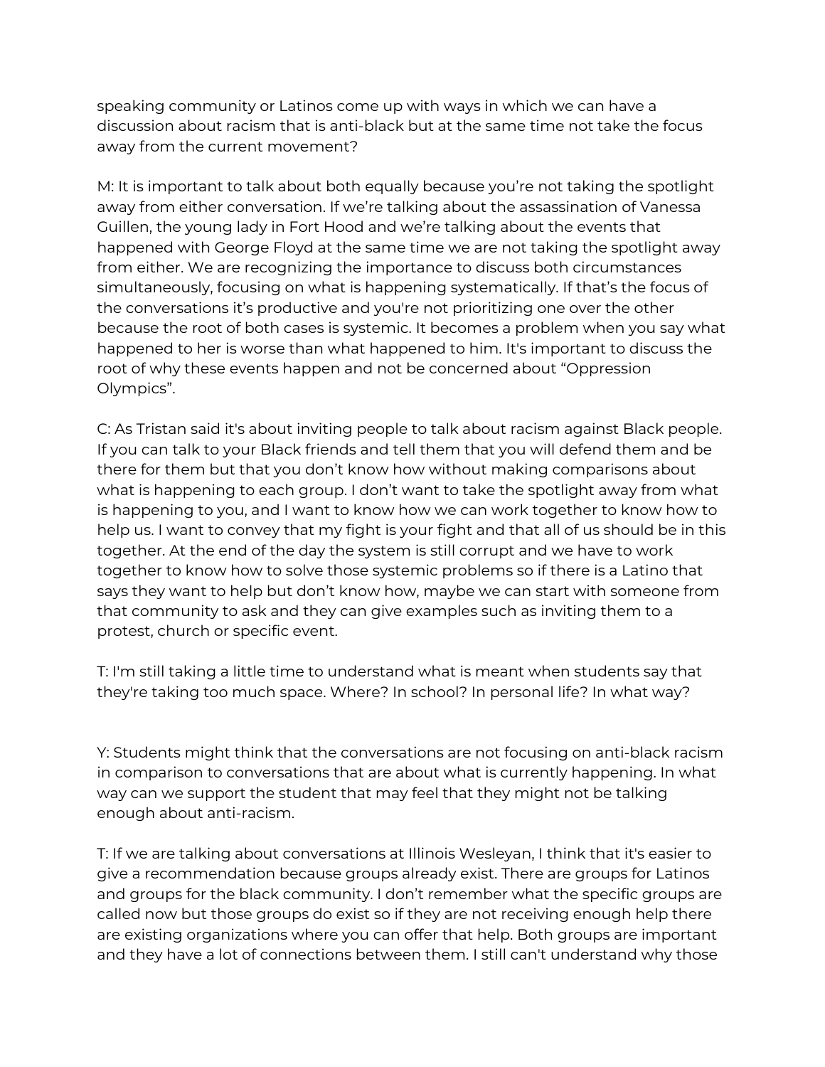speaking community or Latinos come up with ways in which we can have a discussion about racism that is anti-black but at the same time not take the focus away from the current movement?

M: It is important to talk about both equally because you're not taking the spotlight away from either conversation. If we're talking about the assassination of Vanessa Guillen, the young lady in Fort Hood and we're talking about the events that happened with George Floyd at the same time we are not taking the spotlight away from either. We are recognizing the importance to discuss both circumstances simultaneously, focusing on what is happening systematically. If that's the focus of the conversations it's productive and you're not prioritizing one over the other because the root of both cases is systemic. It becomes a problem when you say what happened to her is worse than what happened to him. It's important to discuss the root of why these events happen and not be concerned about "Oppression Olympics".

C: As Tristan said it's about inviting people to talk about racism against Black people. If you can talk to your Black friends and tell them that you will defend them and be there for them but that you don't know how without making comparisons about what is happening to each group. I don't want to take the spotlight away from what is happening to you, and I want to know how we can work together to know how to help us. I want to convey that my fight is your fight and that all of us should be in this together. At the end of the day the system is still corrupt and we have to work together to know how to solve those systemic problems so if there is a Latino that says they want to help but don't know how, maybe we can start with someone from that community to ask and they can give examples such as inviting them to a protest, church or specific event.

T: I'm still taking a little time to understand what is meant when students say that they're taking too much space. Where? In school? In personal life? In what way?

Y: Students might think that the conversations are not focusing on anti-black racism in comparison to conversations that are about what is currently happening. In what way can we support the student that may feel that they might not be talking enough about anti-racism.

T: If we are talking about conversations at Illinois Wesleyan, I think that it's easier to give a recommendation because groups already exist. There are groups for Latinos and groups for the black community. I don't remember what the specific groups are called now but those groups do exist so if they are not receiving enough help there are existing organizations where you can offer that help. Both groups are important and they have a lot of connections between them. I still can't understand why those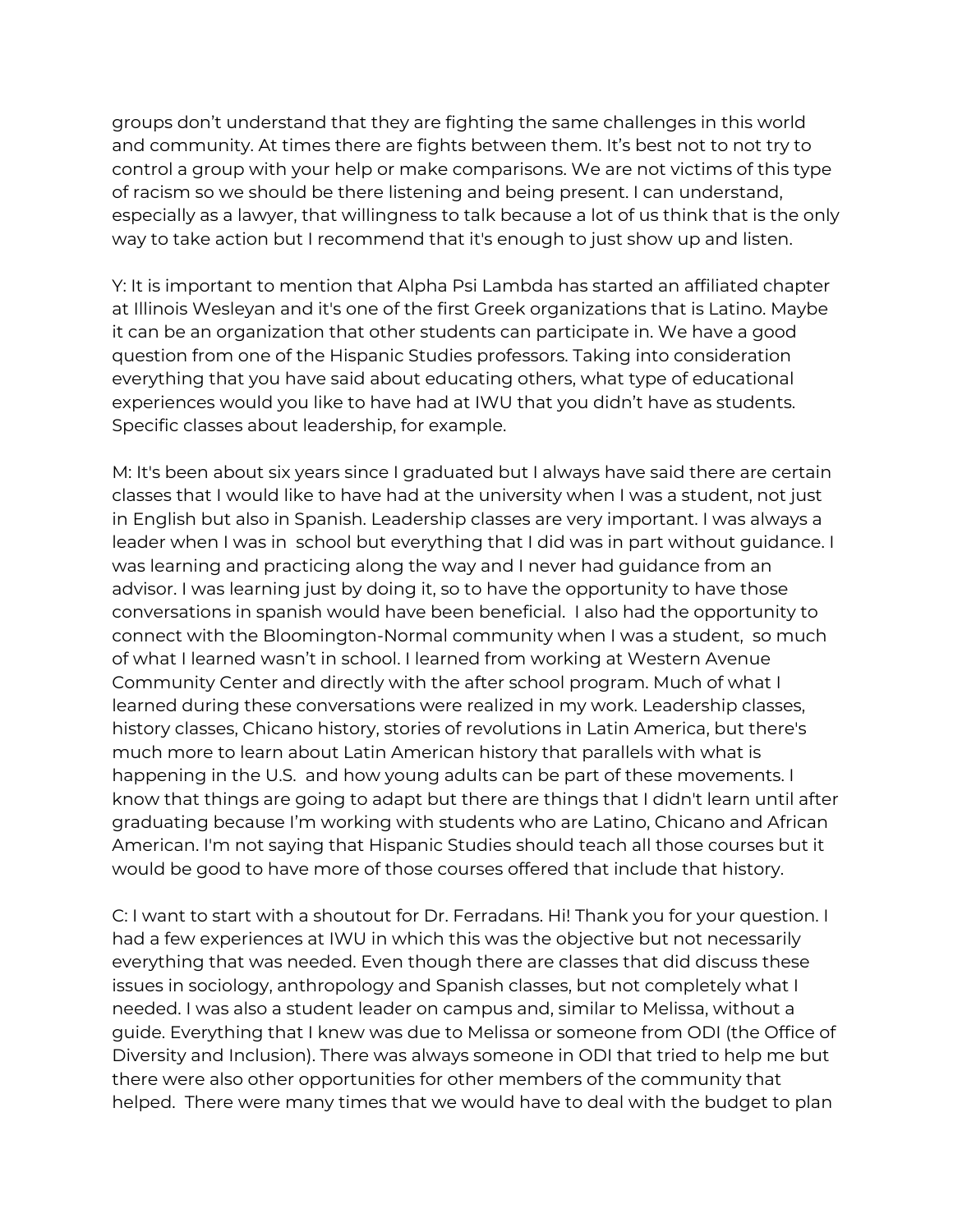groups don't understand that they are fighting the same challenges in this world and community. At times there are fights between them. It's best not to not try to control a group with your help or make comparisons. We are not victims of this type of racism so we should be there listening and being present. I can understand, especially as a lawyer, that willingness to talk because a lot of us think that is the only way to take action but I recommend that it's enough to just show up and listen.

Y: It is important to mention that Alpha Psi Lambda has started an affiliated chapter at Illinois Wesleyan and it's one of the first Greek organizations that is Latino. Maybe it can be an organization that other students can participate in. We have a good question from one of the Hispanic Studies professors. Taking into consideration everything that you have said about educating others, what type of educational experiences would you like to have had at IWU that you didn't have as students. Specific classes about leadership, for example.

M: It's been about six years since I graduated but I always have said there are certain classes that I would like to have had at the university when I was a student, not just in English but also in Spanish. Leadership classes are very important. I was always a leader when I was in school but everything that I did was in part without guidance. I was learning and practicing along the way and I never had guidance from an advisor. I was learning just by doing it, so to have the opportunity to have those conversations in spanish would have been beneficial. I also had the opportunity to connect with the Bloomington-Normal community when I was a student, so much of what I learned wasn't in school. I learned from working at Western Avenue Community Center and directly with the after school program. Much of what I learned during these conversations were realized in my work. Leadership classes, history classes, Chicano history, stories of revolutions in Latin America, but there's much more to learn about Latin American history that parallels with what is happening in the U.S. and how young adults can be part of these movements. I know that things are going to adapt but there are things that I didn't learn until after graduating because I'm working with students who are Latino, Chicano and African American. I'm not saying that Hispanic Studies should teach all those courses but it would be good to have more of those courses offered that include that history.

C: I want to start with a shoutout for Dr. Ferradans. Hi! Thank you for your question. I had a few experiences at IWU in which this was the objective but not necessarily everything that was needed. Even though there are classes that did discuss these issues in sociology, anthropology and Spanish classes, but not completely what I needed. I was also a student leader on campus and, similar to Melissa, without a guide. Everything that I knew was due to Melissa or someone from ODI (the Office of Diversity and Inclusion). There was always someone in ODI that tried to help me but there were also other opportunities for other members of the community that helped. There were many times that we would have to deal with the budget to plan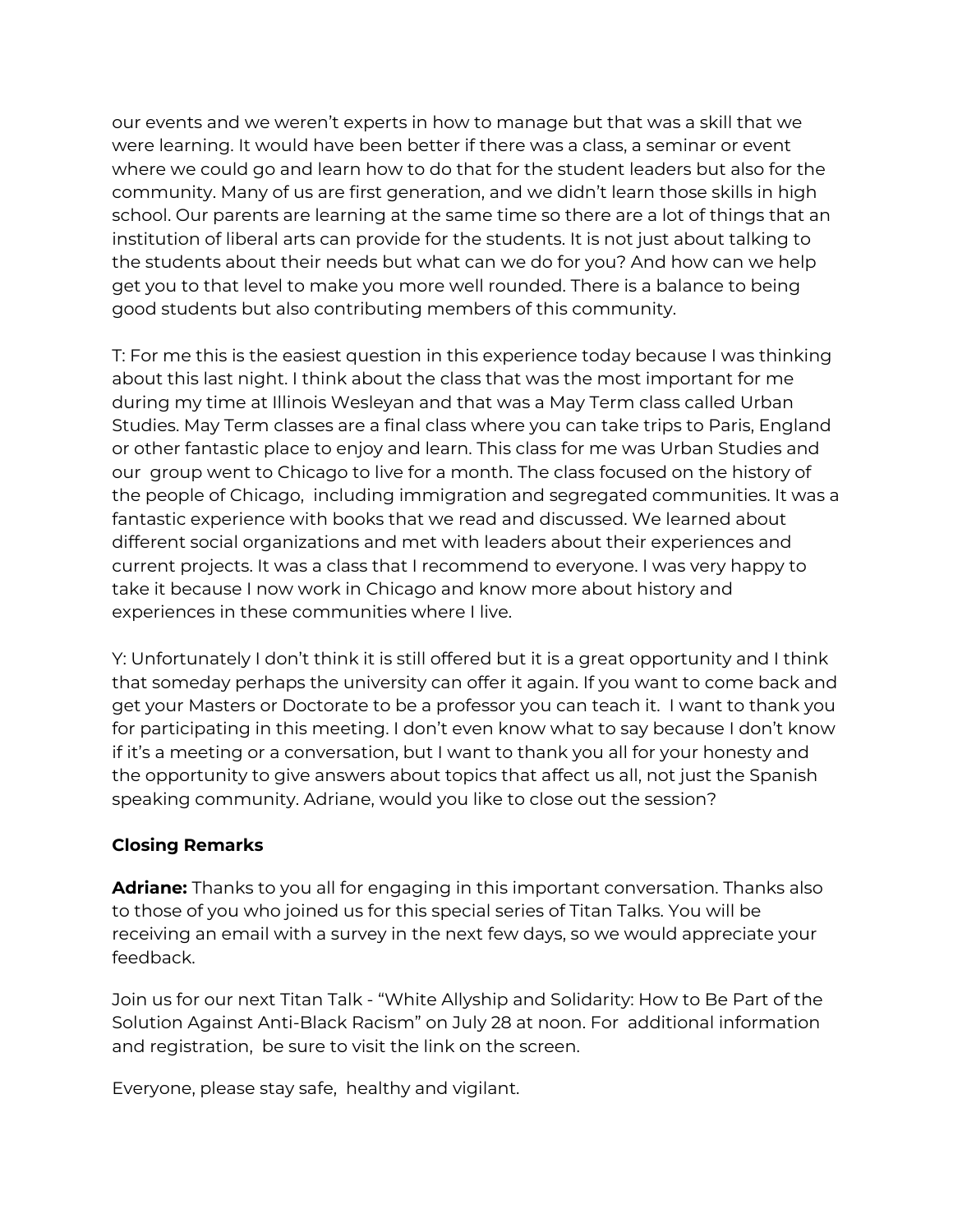our events and we weren't experts in how to manage but that was a skill that we were learning. It would have been better if there was a class, a seminar or event where we could go and learn how to do that for the student leaders but also for the community. Many of us are first generation, and we didn't learn those skills in high school. Our parents are learning at the same time so there are a lot of things that an institution of liberal arts can provide for the students. It is not just about talking to the students about their needs but what can we do for you? And how can we help get you to that level to make you more well rounded. There is a balance to being good students but also contributing members of this community.

T: For me this is the easiest question in this experience today because I was thinking about this last night. I think about the class that was the most important for me during my time at Illinois Wesleyan and that was a May Term class called Urban Studies. May Term classes are a final class where you can take trips to Paris, England or other fantastic place to enjoy and learn. This class for me was Urban Studies and our group went to Chicago to live for a month. The class focused on the history of the people of Chicago, including immigration and segregated communities. It was a fantastic experience with books that we read and discussed. We learned about different social organizations and met with leaders about their experiences and current projects. It was a class that I recommend to everyone. I was very happy to take it because I now work in Chicago and know more about history and experiences in these communities where I live.

Y: Unfortunately I don't think it is still offered but it is a great opportunity and I think that someday perhaps the university can offer it again. If you want to come back and get your Masters or Doctorate to be a professor you can teach it. I want to thank you for participating in this meeting. I don't even know what to say because I don't know if it's a meeting or a conversation, but I want to thank you all for your honesty and the opportunity to give answers about topics that affect us all, not just the Spanish speaking community. Adriane, would you like to close out the session?

**Closing Remarks**

**Adriane:** Thanks to you all for engaging in this important conversation. Thanks also to those of you who joined us for this special series of Titan Talks. You will be receiving an email with a survey in the next few days, so we would appreciate your feedback.

Join us for our next Titan Talk - "White Allyship and Solidarity: How to Be Part of the Solution Against Anti-Black Racism" on July 28 at noon. For additional information and registration, be sure to visit the link on the screen.

Everyone, please stay safe, healthy and vigilant.